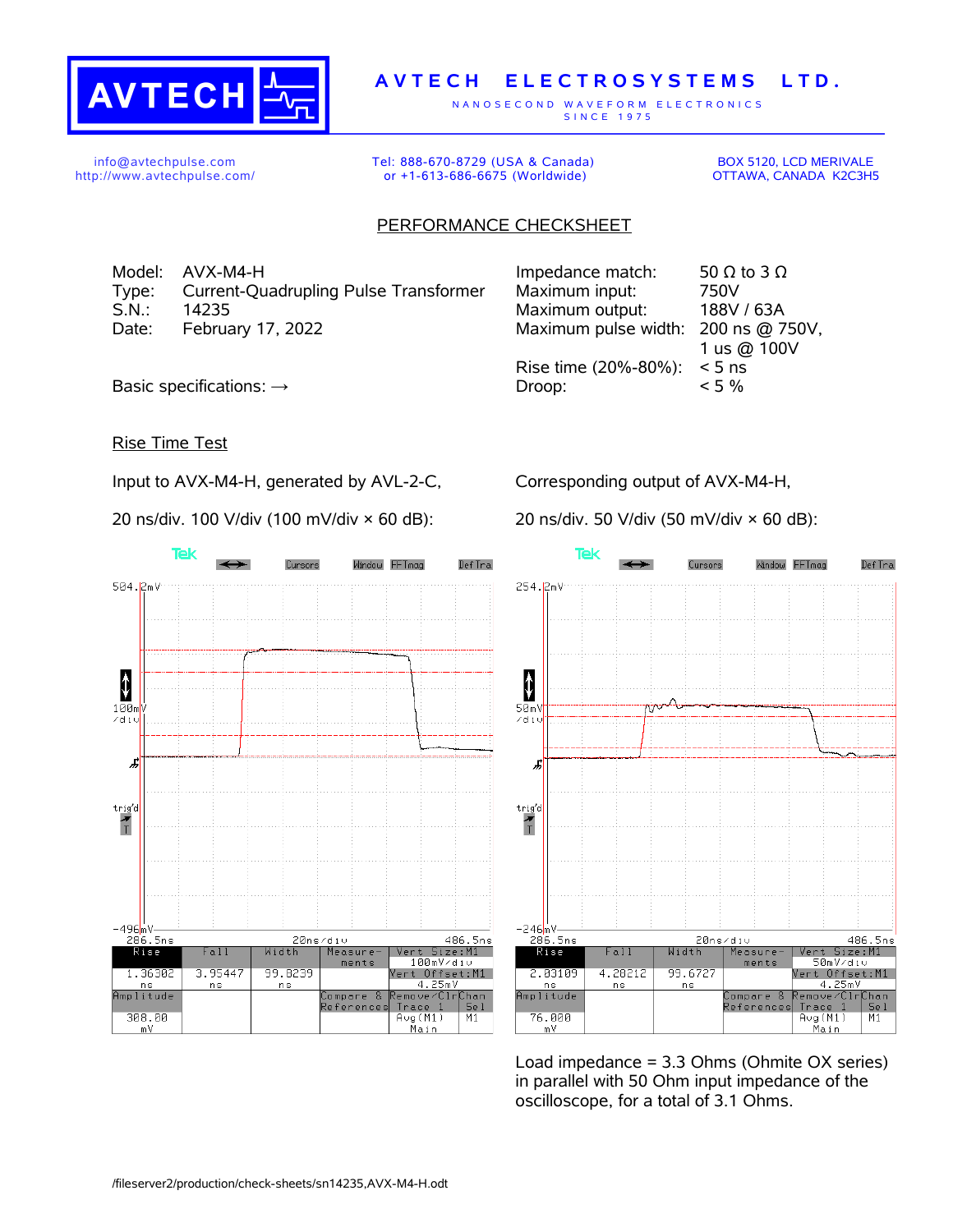# AVTECH ELECTROSYSTEMS LTD.

NANOSECOND WAVEFORM ELECTRONICS
SINCE 1975

info@avtechpulse.com
http://www.avtechpulse.com/

Tel: 888-670-8729 (USA & Canada)
or +1-613-686-6675 (Worldwide)

BOX 5120, LCD MERIVALE
OTTAWA, CANADA K2C3H5

## PERFORMANCE CHECKSHEET

Model: AVX-M4-H
Type: Current-Quadrupling Pulse Transformer
S.N.: 14235
Date: February 17, 2022

Basic specifications: →

| | |
|---|---|
| Impedance match: | 50 Ω to 3 Ω |
| Maximum input: | 750V |
| Maximum output: | 188V / 63A |
| Maximum pulse width: | 200 ns @ 750V, 1 us @ 100V |
| Rise time (20%-80%): | < 5 ns |
| Droop: | < 5 % |

### Rise Time Test

Input to AVX-M4-H, generated by AVL-2-C,

20 ns/div. 100 V/div (100 mV/div × 60 dB):

| Rise | Fall | Width | Amplitude |
|---|---|---|---|
| 1.36302 ns | 3.95447 ns | 99.8239 ns | 308.00 mV |

Corresponding output of AVX-M4-H,

20 ns/div. 50 V/div (50 mV/div × 60 dB):

| Rise | Fall | Width | Amplitude |
|---|---|---|---|
| 2.03109 ns | 4.28212 ns | 99.6727 ns | 76.000 mV |

Load impedance = 3.3 Ohms (Ohmite OX series) in parallel with 50 Ohm input impedance of the oscilloscope, for a total of 3.1 Ohms.

/fileserver2/production/check-sheets/sn14235,AVX-M4-H.odt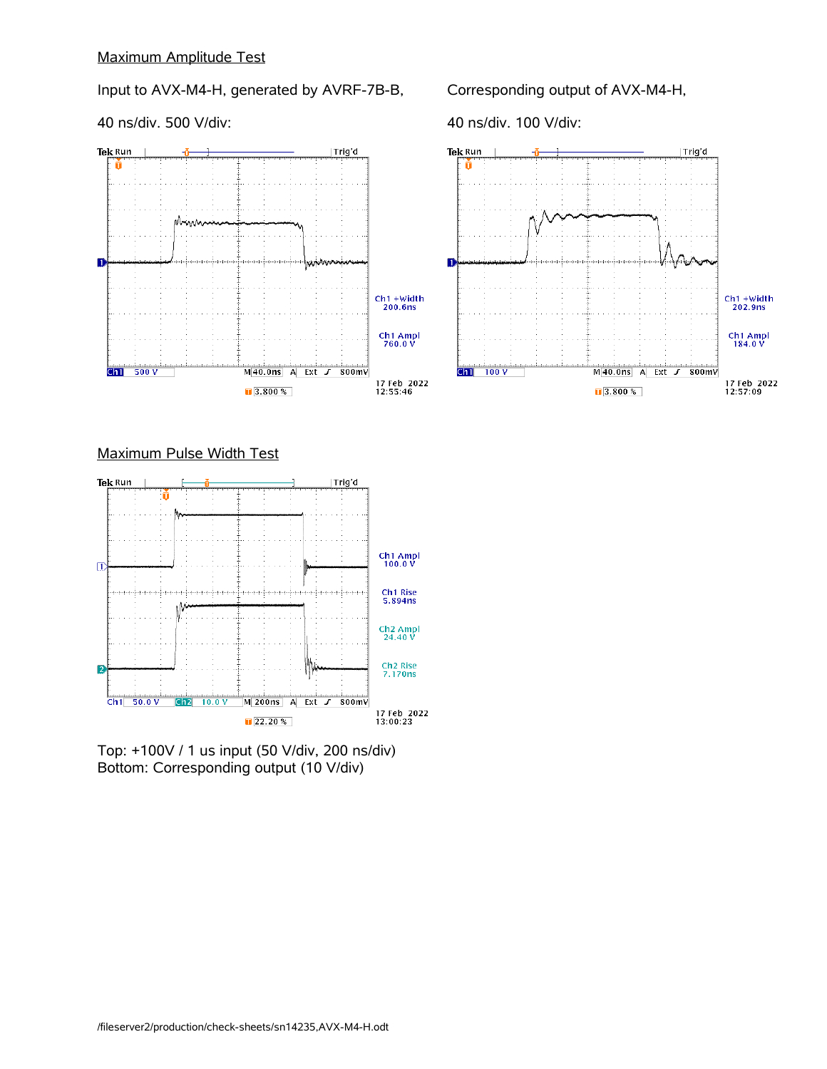Maximum Amplitude Test

Input to AVX-M4-H, generated by AVRF-7B-B,

40 ns/div. 500 V/div:

Tek Run

Trig'd

Ch1 +Width
200.6ns

Ch1 Ampl
760.0 V

Ch1 500 V M 40.0ns A Ext ∫ 800mV

3.800 %

17 Feb 2022
12:55:46

Corresponding output of AVX-M4-H,

40 ns/div. 100 V/div:

Tek Run

Trig'd

Ch1 +Width
202.9ns

Ch1 Ampl
184.0 V

Ch1 100 V M 40.0ns A Ext ∫ 800mV

3.800 %

17 Feb 2022
12:57:09

Maximum Pulse Width Test

Tek Run

Trig'd

Ch1 Ampl
100.0 V

Ch1 Rise
5.894ns

Ch2 Ampl
24.40 V

Ch2 Rise
7.170ns

Ch1 50.0 V Ch2 10.0 V M 200ns A Ext ∫ 800mV

22.20 %

17 Feb 2022
13:00:23

Top: +100V / 1 us input (50 V/div, 200 ns/div)
Bottom: Corresponding output (10 V/div)

/fileserver2/production/check-sheets/sn14235,AVX-M4-H.odt